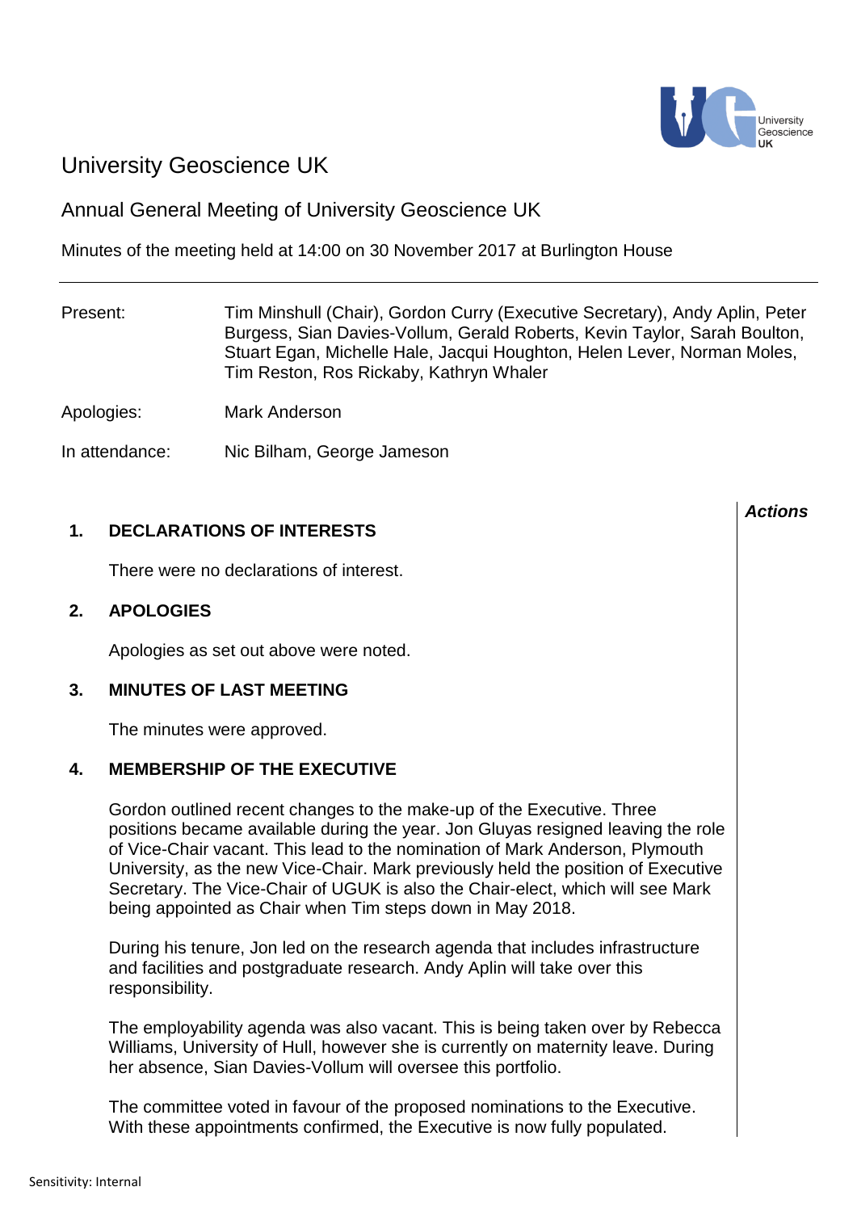# University Geoscience UK

## Annual General Meeting of University Geoscience UK

Minutes of the meeting held at 14:00 on 30 November 2017 at Burlington House

---

| | |
|---|---|
| Present: | Tim Minshull (Chair), Gordon Curry (Executive Secretary), Andy Aplin, Peter Burgess, Sian Davies-Vollum, Gerald Roberts, Kevin Taylor, Sarah Boulton, Stuart Egan, Michelle Hale, Jacqui Houghton, Helen Lever, Norman Moles, Tim Reston, Ros Rickaby, Kathryn Whaler |
| Apologies: | Mark Anderson |
| In attendance: | Nic Bilham, George Jameson |

***Actions***

### 1. DECLARATIONS OF INTERESTS

There were no declarations of interest.

### 2. APOLOGIES

Apologies as set out above were noted.

### 3. MINUTES OF LAST MEETING

The minutes were approved.

### 4. MEMBERSHIP OF THE EXECUTIVE

Gordon outlined recent changes to the make-up of the Executive. Three positions became available during the year. Jon Gluyas resigned leaving the role of Vice-Chair vacant. This lead to the nomination of Mark Anderson, Plymouth University, as the new Vice-Chair. Mark previously held the position of Executive Secretary. The Vice-Chair of UGUK is also the Chair-elect, which will see Mark being appointed as Chair when Tim steps down in May 2018.

During his tenure, Jon led on the research agenda that includes infrastructure and facilities and postgraduate research. Andy Aplin will take over this responsibility.

The employability agenda was also vacant. This is being taken over by Rebecca Williams, University of Hull, however she is currently on maternity leave. During her absence, Sian Davies-Vollum will oversee this portfolio.

The committee voted in favour of the proposed nominations to the Executive. With these appointments confirmed, the Executive is now fully populated.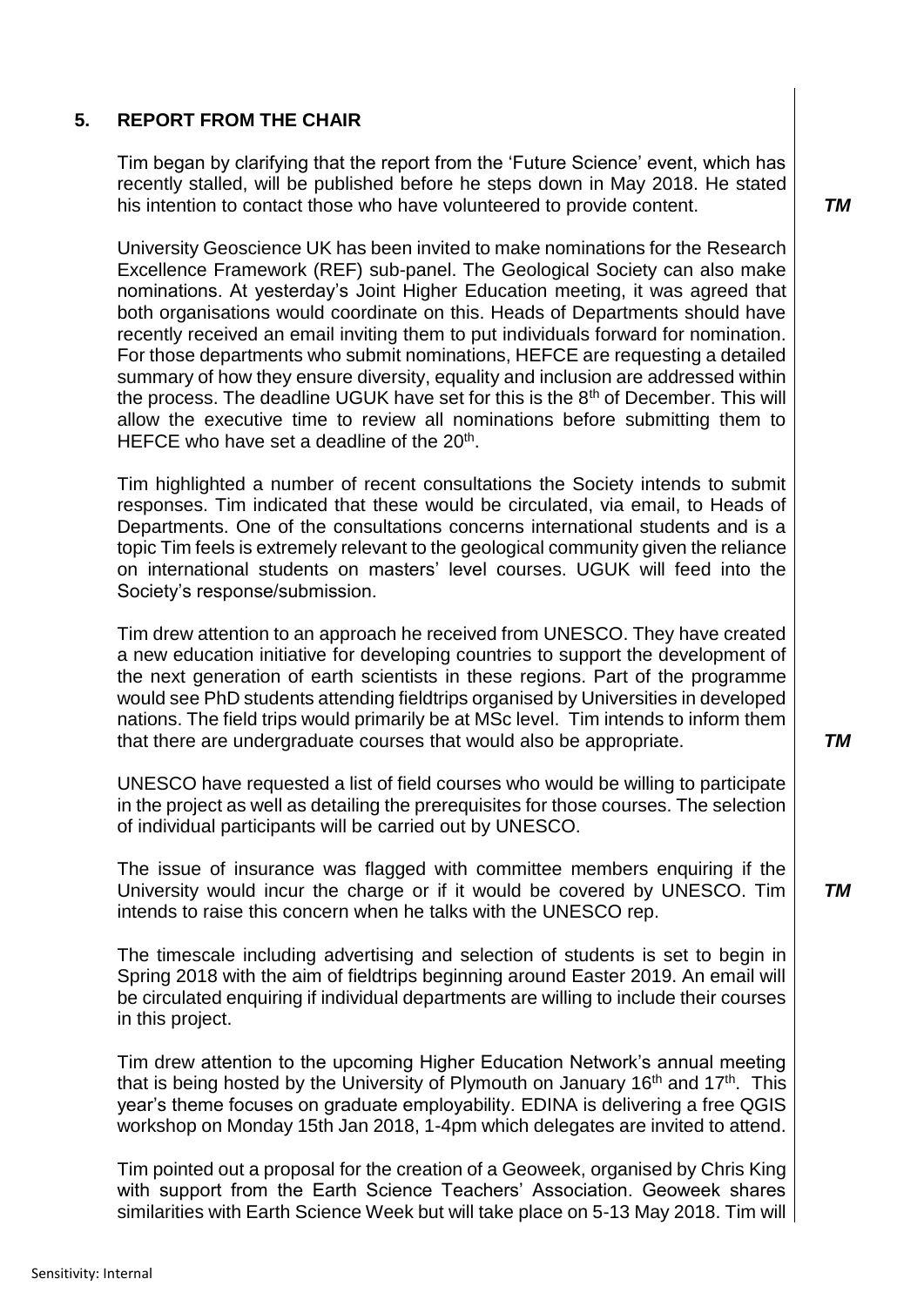## 5. REPORT FROM THE CHAIR

Tim began by clarifying that the report from the 'Future Science' event, which has recently stalled, will be published before he steps down in May 2018. He stated his intention to contact those who have volunteered to provide content. ***TM***

University Geoscience UK has been invited to make nominations for the Research Excellence Framework (REF) sub-panel. The Geological Society can also make nominations. At yesterday's Joint Higher Education meeting, it was agreed that both organisations would coordinate on this. Heads of Departments should have recently received an email inviting them to put individuals forward for nomination. For those departments who submit nominations, HEFCE are requesting a detailed summary of how they ensure diversity, equality and inclusion are addressed within the process. The deadline UGUK have set for this is the 8th of December. This will allow the executive time to review all nominations before submitting them to HEFCE who have set a deadline of the 20th.

Tim highlighted a number of recent consultations the Society intends to submit responses. Tim indicated that these would be circulated, via email, to Heads of Departments. One of the consultations concerns international students and is a topic Tim feels is extremely relevant to the geological community given the reliance on international students on masters' level courses. UGUK will feed into the Society's response/submission.

Tim drew attention to an approach he received from UNESCO. They have created a new education initiative for developing countries to support the development of the next generation of earth scientists in these regions. Part of the programme would see PhD students attending fieldtrips organised by Universities in developed nations. The field trips would primarily be at MSc level. Tim intends to inform them that there are undergraduate courses that would also be appropriate. ***TM***

UNESCO have requested a list of field courses who would be willing to participate in the project as well as detailing the prerequisites for those courses. The selection of individual participants will be carried out by UNESCO.

The issue of insurance was flagged with committee members enquiring if the University would incur the charge or if it would be covered by UNESCO. Tim intends to raise this concern when he talks with the UNESCO rep. ***TM***

The timescale including advertising and selection of students is set to begin in Spring 2018 with the aim of fieldtrips beginning around Easter 2019. An email will be circulated enquiring if individual departments are willing to include their courses in this project.

Tim drew attention to the upcoming Higher Education Network's annual meeting that is being hosted by the University of Plymouth on January 16th and 17th. This year's theme focuses on graduate employability. EDINA is delivering a free QGIS workshop on Monday 15th Jan 2018, 1-4pm which delegates are invited to attend.

Tim pointed out a proposal for the creation of a Geoweek, organised by Chris King with support from the Earth Science Teachers' Association. Geoweek shares similarities with Earth Science Week but will take place on 5-13 May 2018. Tim will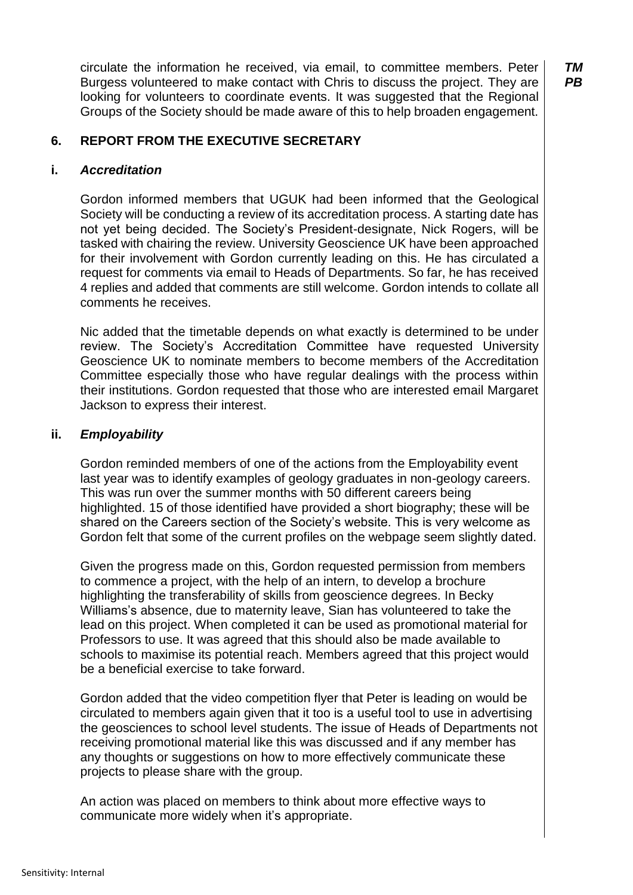circulate the information he received, via email, to committee members. Peter Burgess volunteered to make contact with Chris to discuss the project. They are looking for volunteers to coordinate events. It was suggested that the Regional Groups of the Society should be made aware of this to help broaden engagement. ***TM PB***

## 6. REPORT FROM THE EXECUTIVE SECRETARY

### i. *Accreditation*

Gordon informed members that UGUK had been informed that the Geological Society will be conducting a review of its accreditation process. A starting date has not yet being decided. The Society's President-designate, Nick Rogers, will be tasked with chairing the review. University Geoscience UK have been approached for their involvement with Gordon currently leading on this. He has circulated a request for comments via email to Heads of Departments. So far, he has received 4 replies and added that comments are still welcome. Gordon intends to collate all comments he receives.

Nic added that the timetable depends on what exactly is determined to be under review. The Society's Accreditation Committee have requested University Geoscience UK to nominate members to become members of the Accreditation Committee especially those who have regular dealings with the process within their institutions. Gordon requested that those who are interested email Margaret Jackson to express their interest.

### ii. *Employability*

Gordon reminded members of one of the actions from the Employability event last year was to identify examples of geology graduates in non-geology careers. This was run over the summer months with 50 different careers being highlighted. 15 of those identified have provided a short biography; these will be shared on the Careers section of the Society's website. This is very welcome as Gordon felt that some of the current profiles on the webpage seem slightly dated.

Given the progress made on this, Gordon requested permission from members to commence a project, with the help of an intern, to develop a brochure highlighting the transferability of skills from geoscience degrees. In Becky Williams's absence, due to maternity leave, Sian has volunteered to take the lead on this project. When completed it can be used as promotional material for Professors to use. It was agreed that this should also be made available to schools to maximise its potential reach. Members agreed that this project would be a beneficial exercise to take forward.

Gordon added that the video competition flyer that Peter is leading on would be circulated to members again given that it too is a useful tool to use in advertising the geosciences to school level students. The issue of Heads of Departments not receiving promotional material like this was discussed and if any member has any thoughts or suggestions on how to more effectively communicate these projects to please share with the group.

An action was placed on members to think about more effective ways to communicate more widely when it's appropriate.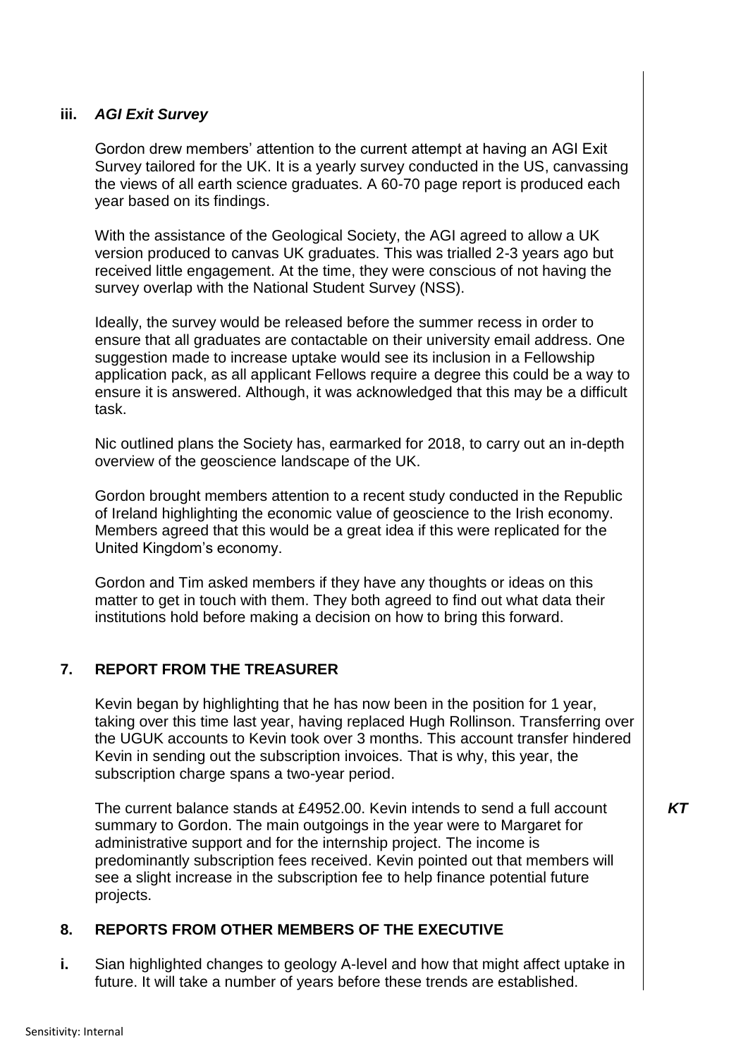**iii.** ***AGI Exit Survey***

Gordon drew members' attention to the current attempt at having an AGI Exit Survey tailored for the UK. It is a yearly survey conducted in the US, canvassing the views of all earth science graduates. A 60-70 page report is produced each year based on its findings.

With the assistance of the Geological Society, the AGI agreed to allow a UK version produced to canvas UK graduates. This was trialled 2-3 years ago but received little engagement. At the time, they were conscious of not having the survey overlap with the National Student Survey (NSS).

Ideally, the survey would be released before the summer recess in order to ensure that all graduates are contactable on their university email address. One suggestion made to increase uptake would see its inclusion in a Fellowship application pack, as all applicant Fellows require a degree this could be a way to ensure it is answered. Although, it was acknowledged that this may be a difficult task.

Nic outlined plans the Society has, earmarked for 2018, to carry out an in-depth overview of the geoscience landscape of the UK.

Gordon brought members attention to a recent study conducted in the Republic of Ireland highlighting the economic value of geoscience to the Irish economy. Members agreed that this would be a great idea if this were replicated for the United Kingdom's economy.

Gordon and Tim asked members if they have any thoughts or ideas on this matter to get in touch with them. They both agreed to find out what data their institutions hold before making a decision on how to bring this forward.

## 7. REPORT FROM THE TREASURER

Kevin began by highlighting that he has now been in the position for 1 year, taking over this time last year, having replaced Hugh Rollinson. Transferring over the UGUK accounts to Kevin took over 3 months. This account transfer hindered Kevin in sending out the subscription invoices. That is why, this year, the subscription charge spans a two-year period.

The current balance stands at £4952.00. Kevin intends to send a full account summary to Gordon. The main outgoings in the year were to Margaret for administrative support and for the internship project. The income is predominantly subscription fees received. Kevin pointed out that members will see a slight increase in the subscription fee to help finance potential future projects. ***KT***

## 8. REPORTS FROM OTHER MEMBERS OF THE EXECUTIVE

**i.** Sian highlighted changes to geology A-level and how that might affect uptake in future. It will take a number of years before these trends are established.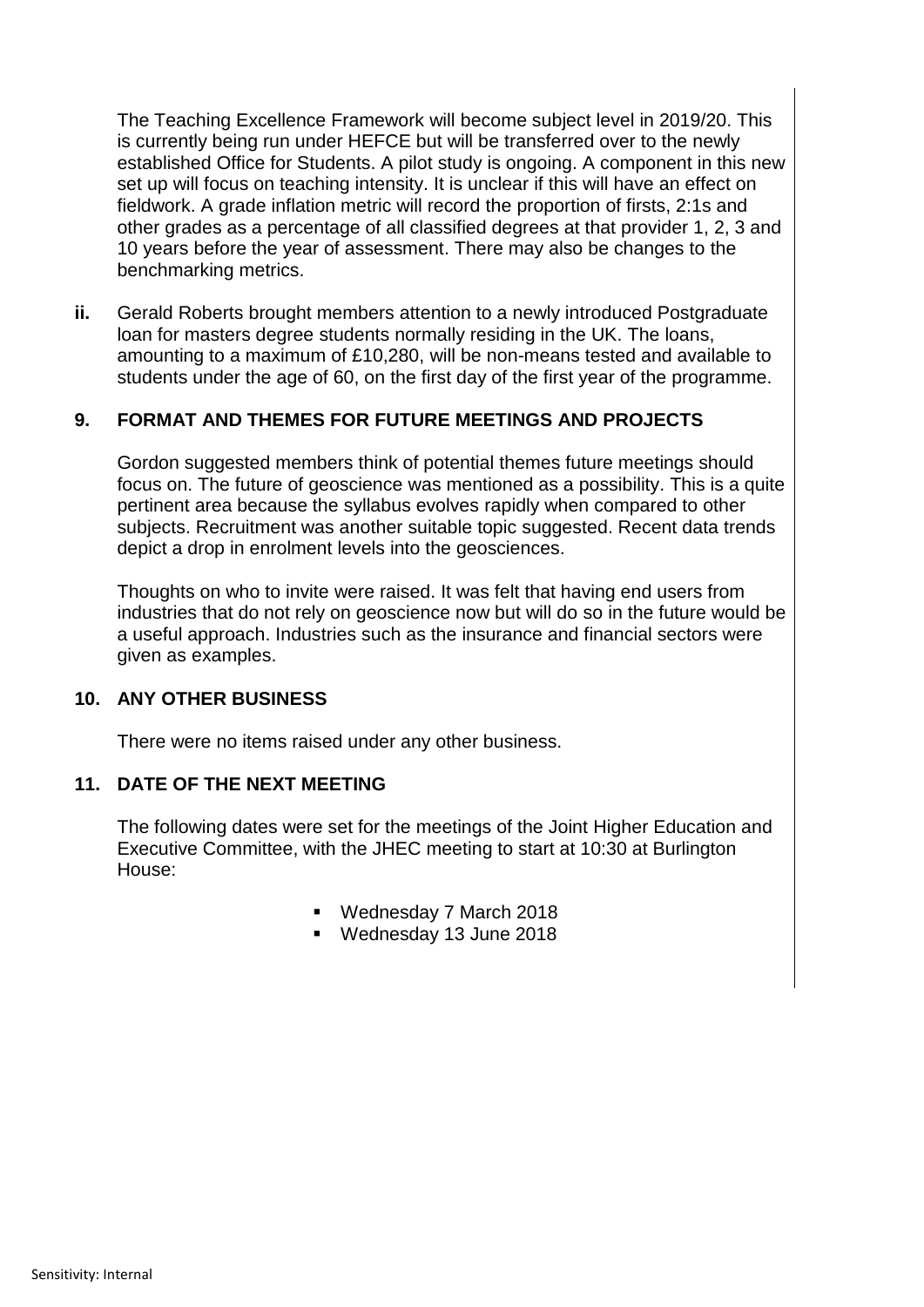The Teaching Excellence Framework will become subject level in 2019/20. This is currently being run under HEFCE but will be transferred over to the newly established Office for Students. A pilot study is ongoing. A component in this new set up will focus on teaching intensity. It is unclear if this will have an effect on fieldwork. A grade inflation metric will record the proportion of firsts, 2:1s and other grades as a percentage of all classified degrees at that provider 1, 2, 3 and 10 years before the year of assessment. There may also be changes to the benchmarking metrics.

**ii.** Gerald Roberts brought members attention to a newly introduced Postgraduate loan for masters degree students normally residing in the UK. The loans, amounting to a maximum of £10,280, will be non-means tested and available to students under the age of 60, on the first day of the first year of the programme.

## 9. FORMAT AND THEMES FOR FUTURE MEETINGS AND PROJECTS

Gordon suggested members think of potential themes future meetings should focus on. The future of geoscience was mentioned as a possibility. This is a quite pertinent area because the syllabus evolves rapidly when compared to other subjects. Recruitment was another suitable topic suggested. Recent data trends depict a drop in enrolment levels into the geosciences.

Thoughts on who to invite were raised. It was felt that having end users from industries that do not rely on geoscience now but will do so in the future would be a useful approach. Industries such as the insurance and financial sectors were given as examples.

## 10. ANY OTHER BUSINESS

There were no items raised under any other business.

## 11. DATE OF THE NEXT MEETING

The following dates were set for the meetings of the Joint Higher Education and Executive Committee, with the JHEC meeting to start at 10:30 at Burlington House:

- Wednesday 7 March 2018
- Wednesday 13 June 2018